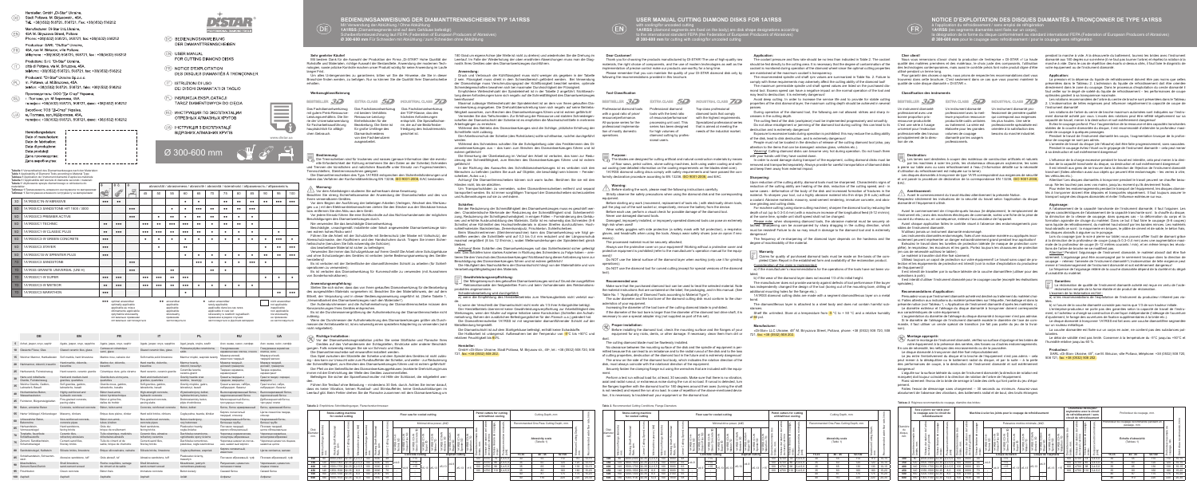Hersteller: GmbH „Di-Star" Ukraine, Stadt Poltawa, M. Birjusowstr., 48A, Tel.: +38(0532) 508720, 508721, Fax: +38(0532) 508722

Manufacturer: Di-Star LLC Ukraine, Str. M. Biryusova Street, Poltava. Phone: +38(0532) 508720, 508721, fax: +38(0532) 508722

Producteur: SARL "Di-Star" Ukraine, 48A, rue M. Biriousov, ville Poltava, téléphone: +38(0532) 508720, 508721, fax: +38(0532) 508722

Produttore: S.r.l. "Di-Star" Ucraina, città di Poltava, via M. Biriusova, 48A, telefono: +38(0532) 508720, 508721, fax: +38(0532) 508722

Producent: "Di-Star" Ukraina Sp.z o.o., Ul. Poltawa, ul. M.Biriusova, 48A, telefon: +38(0532) 508720, 508721, faks: +38(0532) 508722

Производитель: ООО "Ди-Стар" Украина, г. Полтава, ул. М. Бирюсова, 48А, телефон: +38(0532) 508720, 508721, факс: +38(0532) 508722

Виробник: ТОВ "Ди-Стар" Україна, м. Полтава, вул. М.Бірюсова, 48А, телефон: +38(0532) 508720, 508721, факс: +38(0532) 508722

Herstellungsdaten: / Date of manufacture: / Date de fabrication: / Data di produzione: / Data produkcji: / Дата производства: / Дата виробництва:

# BEDIENUNGSANWEISUNG DER DIAMANTTRENNSCHEIBEN TYP 1A1RSS

# USER MANUAL CUTTING DIAMOND DISKS FOR 1A1RSS

# NOTICE D'EXPLOITATION DES DISQUES DIAMANTÉS À TRONÇONNER TYPE 1A1RSS

- (DE) BEDIENUNGSANWEISUNG DER DIAMANTTRENNSCHEIBEN
- (EN) USER MANUAL FOR CUTTING DIAMOND DISKS
- (FR) NOTICE D'EXPLOITATION DES DISQUES DIAMANTÉS À TRONÇONNER
- (IT) ISTRUZIONI D'USO DEI DISCHI DIAMANTATI DA TAGLIO
- (PL) INSTRUKCJA EKSPLOATACJI TARCZ DIAMENTOWYCH DO CIĘCIA
- (RU) ИНСТРУКЦИЯ ПО ЭКСПЛУАТАЦИИ ОТРЕЗНЫХ АЛМАЗНЫХ КРУГОВ
- (UA) ІНСТРУКЦІЯ З ЕКСПЛУАТАЦІЇ ВІДРІЗНИХ АЛМАЗНИХ КРУГІВ

Ø 300-600 mm

Table 1

| | Type |
|---|---|
| 1 | 1A1RSS/C1 SANDWICH |
| 2 | 1A1RSS/C1 SANDWICH HIT 1600/1600 |
| 3 | 1A1RSS/C1 PREMIER ACTIVE |
| 4 | 1A1RSS/C1 TECHNIC |
| 5 | 1A1RSS/C1 CLASSIC PLUS |
| 6 | 1A1RSS/C1 GREEN CONCRETE |
| 7 | 1A1RSS/C1 SILVER |
| 8 | 1A1RSS/C1 SPEEDSTER PLUS |
| 9 | 1A1RSS/C1 SANDSTONE |
| 10 | 1A1RSS/C1 GRANITE UNIVERSAL |
| 11 | 1A1RSS/C1 SUPER |
| 12 | 1A1RSS/C1 METEOR |
| 13 | 1A1RSS/C1 MARATHON |

## USER MANUAL CUTTING DIAMOND DISKS FOR 1A1RSS

with cooling/for uncooled cutting

**1A1RSS** (diamond segments are fixed on the body) are disk shape designations according to the international standard FEPA (the Federation of European Producers of Abrasives)

**Ø 300-600 mm** for cutting with cooling/for uncooled cutting

### Dear Customer!

Thank you for choosing the products manufactured by Di-STAR. The use of high quality raw materials, the right choice of components, and the use of modern technologies as well as the implementation of precise control make our products user-worthy for a long time.

Please remember that you can maintain the quality of your DI-STAR diamond disk only by following the recommendations provided in this brochure.

### Tool Classification

BESTSELLER — Professional diamond tools with a good ratio of price/performance. These tools are designed for professional implementation of mostly domestic operations.

EXTRA CLASS — Professional diamond tools with the best ratio of productivity/performance and cost. This series has been designed for high volumes of diamond cutting by professional users.

INDUSTRIAL CLASS — Top class professional diamond tools that comply with the highest requirements. Specialized professional series that is aimed at meeting the needs of the industrial market.

### Purpose

The blades are designed for cutting artificial and natural construction materials by means of floor saws, petrol cutters, stone cutting machines, both using water cooling and without cooling (see detailed information on the cutting requirements on the blades label area). 1A1RSS diamond cutting disks comply with safety requirements and have passed the conformity declaration procedure according to EN 13236, ISO 9001:2008.

### Warning!

When starting the work, please read the following instructions carefully. Strictly observe the safety precautions when using the diamond disk and the corresponding equipment.

Before starting any work (movement, replacement of tools etc.) with electrically driven tools, pull the plug out of the wall socket or, respectively, remove the battery from the device. Prevent cut-outs; perform a visual check of the possible damage of the diamond tool. Never use damaged diamond tools.

Damaged, improperly installed, or improperly operated diamond tools can pose an extremely high risk when used!

Wear safety goggles with side protection (a safety mask with full protection), a respirator, sound and, respectively, gloves when using the tools. Always wear safety shoes (see on label if necessary).

The processed material must be securely attached.

Always use the protective cover on your equipment! Working without a protective cover and protective equipment is prohibited (refer to the manufacturer's operation manual for the equipment).

Do NOT use the lateral surface of the diamond layer when working (only use it for grinding purposes).

Do NOT use the diamond tool for uncooled cutting (except for special versions of the diamond tool).

### Application

The contact pressure and flow rate should be no less than indicated in Table 2. The coolant should be fed directly to the cutting zone. It is necessary that the degree of contamination of the coolant is monitored during operation of the diamond wheel since the optimal cutting properties are maintained at the maximum coolant's transparency.

The recommended spindle and shaft rpm values are summarized in Table No. 2. Failure to comply with these requirements may adversely affect the cutting ability of the diamond tool.

The maximum permissible spindle and shaft speed values are listed on the purchased diamond tool. Excess speed can lead to a rapid wear of the tool and in the worst case can even lead to destruction, which is extremely dangerous!

Depth of cutting. In order to increase the service life and to provide the stable cutting properties of the disk diamond layer, the maximum cutting depth should be achieved in several passes.

During operation of the diamond tool, the following are not allowed: strikes and sharp increases in the cutting force, skewing.

If the cutting feed of the disk (workpiece) must be implemented progressively and smoothly. Do not allow misalignment or jamming of the diamond tool during cutting; this can lead to its destruction and is extremely dangerous!

Exposure to excessive loads during operation is prohibited; this may reduce the cutting ability of the disk, lead to disk destruction, and is extremely dangerous!

People must not be located in the direction of release of the cutting diamond tool (also, pay attention to the items that can be damaged: window glass, vehicles etc.).

Cooling! Cutting diamond disks can become very hot during operation. Do not touch them with your hands until they have cooled down.

In order to avoid damage during transport of the equipment, cutting diamond disks must be removed and transported separately. Always provide for careful transportation of diamond disks and keep them away from external impact.

### Sharpening

Upon reduction of the cutting ability, diamond tools must be sharpened. Characteristic signs of reduction of the cutting ability are heating of the disk, reduction of the cutting speed, and in some cases – deformation of the body of the disk and increased formation of fractures in the material. To sharpen your tool, cut a highly abrasive material into thin strips (5-6 cuts) without coolant (e.g. silicate brick, masonry, sand cement rendering, abrasive concrete, and abrasive grinding and cutting discs).

For uncooled cutting (stone cutting machines), sharpen the diamond tool by reducing the depth of cut (up to 0.3-0.5 cm) with a maximum increase of the longitudinal feed (9-12 m/min) at the same time; spindle and shaft speed shall not be changed.

Please note: when sharpening diamond tools, the abrasive material must be securely attached. Lack of sharpening can be accompanied by black slagging in the cutting direction, which must be avoided! Failure to do so may result in damage to the diamond tool and is extremely dangerous!

The frequency of re-sharpening of the diamond layer depends on the hardness and the degree of abrasiveness of the material.

### Warranty

Claims for quality of purchased diamond tools must be made on the basis of the completed Claim Report in the established form and availability of the reclamation product. Drawing up of the claims is not accepted:

a) if the manufacturer's recommendations for the operations of the tools have not been complied with;

b) if the wear of the diamond layer does not exceed 1/3 of its initial height.

The manufacturer does not provide warranty against defects of tool performance if the buyer has independently changed the design of the tool (boring out of the mounting bore, drilling of additional mounting holes for the flange etc.).

1A1RSS diamond cutting disks are made with a segment diamond-bearing layer on a metal base.

The diamond-bearing layer is attached to a steel body and does not contain harmful substances.

Shelf life unlimited. Store in a protected room from -5 °C to + 50 °C and a relative humidity of ≤80%.

### Recommended use

Make sure that the purchased diamond tool can be used to treat the selected material. Note the material's instructions that are contained on the label, the packaging, and in this manual (see Table No. 1 "Applicability of Diamond Tools according to Material Type").

The outer diameter and the tool bore of the diamond cutting disk must conform to the characteristics of your equipment.

Checking the diameter of the tool bore of the cutting diamond blade is prohibited.

If the diameter of the tool bore is larger than the diameter of the diamond tool drive shaft, it is necessary to use a special adapter ring (not supplied as part of this set).

### Proper installation

Before installing the diamond tool, check the mounting surface and the flanges of your equipment: they must be clean, dirt, or other damage, if necessary, clean them from dirt or dust.

The cutting diamond blade must be flawlessly installed.

No clearance between the mounting surface of the disk and the spindle of equipment is permitted because this can lead to an imbalance and to the radial runout of the disk and to the loss of cutting properties, destruction of the diamond tool in the future, which is extremely dangerous!

The arrow on the side of the diamond tool body, which indicates the rotation direction of the disk, must always coincide with the rotational direction of the equipment.

Securely fasten the clamping flange nut using the screwing tools that are included with the equipment.

Perform a test run without load for, at least, 30 seconds. Make sure that there is no vibration, and no radial runout, or extraneous noise during the run is noticed. If runout is detected, turn the flanges together with the diamond tool by 180 degrees around their axis (turning the shaft is not needed) and repeat the run at no load. In case of repetition of the above-mentioned deviation, it is necessary to troubleshoot your equipment or the diamond tool.

### Manufacturer:

«Di-Star LLC Ukraine, 48 A, str. M. Biryusova Street, Poltava, phone: +38 (0532) 508 720, 508 721, fax: +38 (0532) 508 722

Table 2. Recommended Cutting Conditions Range Diameters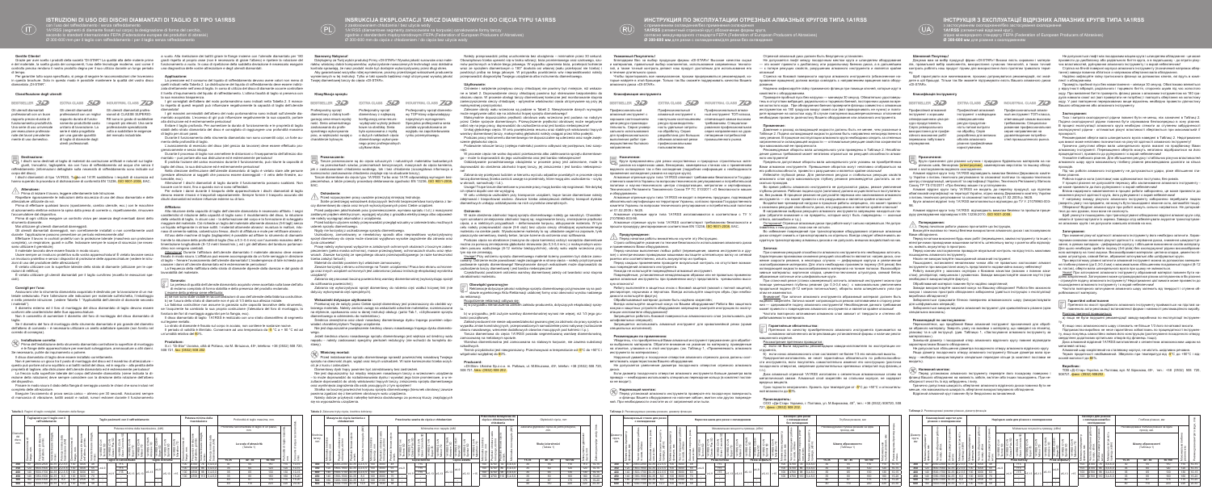# ISTRUZIONI D'USO DEI DISCHI DIAMANTATI DI TAGLIO DI TIPO 1A1RSS

# INSRUKCJA EKSPLOATACJI TARCZ DIAMENTOWYCH DO CIĘCIA TYPU 1A1RSS

# ИНСТРУКЦИЯ ПО ЭКСПЛУАТАЦИИ ОТРЕЗНЫХ АЛМАЗНЫХ КРУГОВ ТИПА 1A1RSS

# ІНСТРУКЦІЯ З ЕКСПЛУАТАЦІЇ ВІДРІЗНИХ АЛМАЗНИХ КРУГІВ ТИПА 1A1RSS